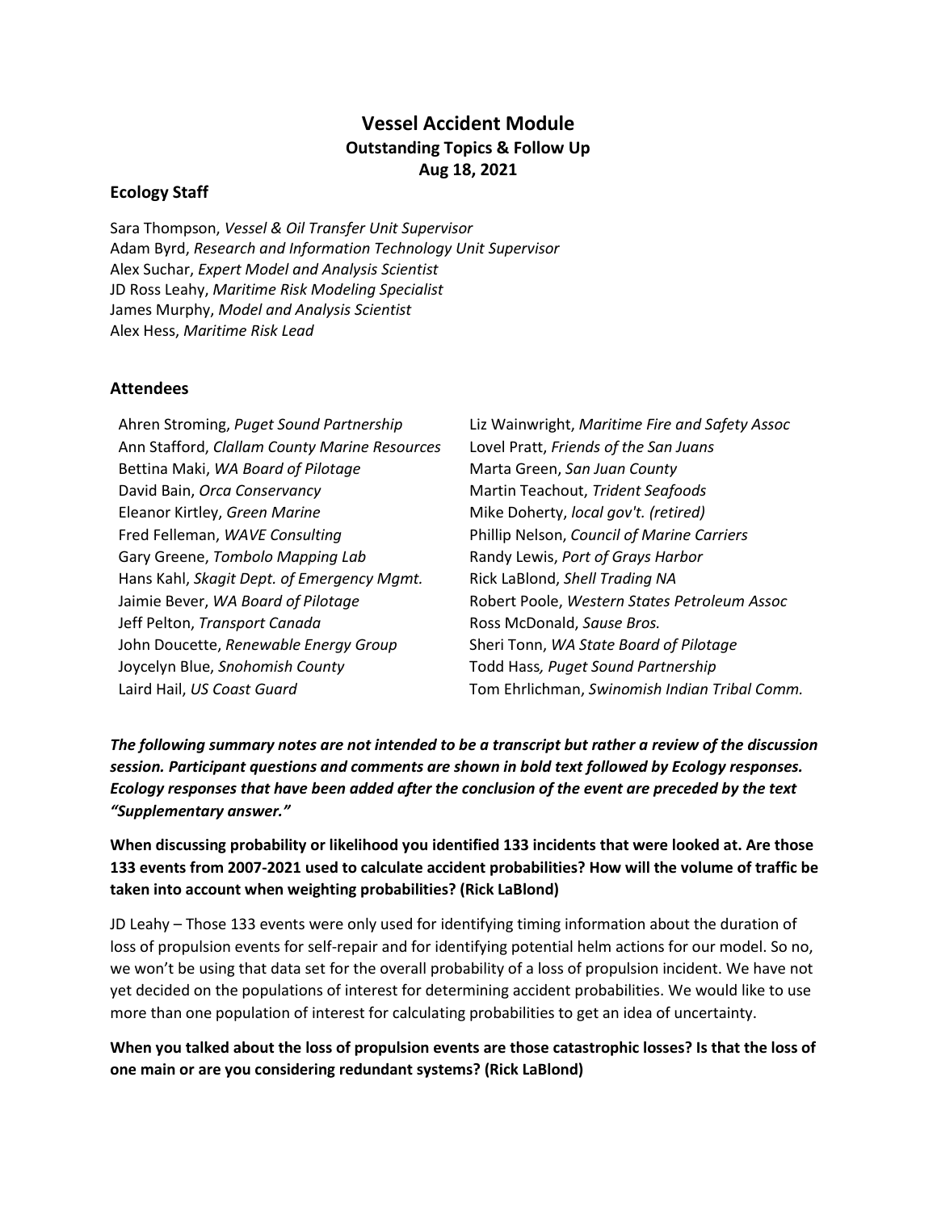# Vessel Accident Module
## Outstanding Topics & Follow Up
## Aug 18, 2021

### Ecology Staff

Sara Thompson, *Vessel & Oil Transfer Unit Supervisor*
Adam Byrd, *Research and Information Technology Unit Supervisor*
Alex Suchar, *Expert Model and Analysis Scientist*
JD Ross Leahy, *Maritime Risk Modeling Specialist*
James Murphy, *Model and Analysis Scientist*
Alex Hess, *Maritime Risk Lead*

### Attendees

Ahren Stroming, *Puget Sound Partnership*
Ann Stafford, *Clallam County Marine Resources*
Bettina Maki, *WA Board of Pilotage*
David Bain, *Orca Conservancy*
Eleanor Kirtley, *Green Marine*
Fred Felleman, *WAVE Consulting*
Gary Greene, *Tombolo Mapping Lab*
Hans Kahl, *Skagit Dept. of Emergency Mgmt.*
Jaimie Bever, *WA Board of Pilotage*
Jeff Pelton, *Transport Canada*
John Doucette, *Renewable Energy Group*
Joycelyn Blue, *Snohomish County*
Laird Hail, *US Coast Guard*
Liz Wainwright, *Maritime Fire and Safety Assoc*
Lovel Pratt, *Friends of the San Juans*
Marta Green, *San Juan County*
Martin Teachout, *Trident Seafoods*
Mike Doherty, *local gov't. (retired)*
Phillip Nelson, *Council of Marine Carriers*
Randy Lewis, *Port of Grays Harbor*
Rick LaBlond, *Shell Trading NA*
Robert Poole, *Western States Petroleum Assoc*
Ross McDonald, *Sause Bros.*
Sheri Tonn, *WA State Board of Pilotage*
Todd Hass, *Puget Sound Partnership*
Tom Ehrlichman, *Swinomish Indian Tribal Comm.*

***The following summary notes are not intended to be a transcript but rather a review of the discussion session. Participant questions and comments are shown in bold text followed by Ecology responses. Ecology responses that have been added after the conclusion of the event are preceded by the text "Supplementary answer."***

**When discussing probability or likelihood you identified 133 incidents that were looked at. Are those 133 events from 2007-2021 used to calculate accident probabilities? How will the volume of traffic be taken into account when weighting probabilities? (Rick LaBlond)**

JD Leahy – Those 133 events were only used for identifying timing information about the duration of loss of propulsion events for self-repair and for identifying potential helm actions for our model. So no, we won't be using that data set for the overall probability of a loss of propulsion incident. We have not yet decided on the populations of interest for determining accident probabilities. We would like to use more than one population of interest for calculating probabilities to get an idea of uncertainty.

**When you talked about the loss of propulsion events are those catastrophic losses? Is that the loss of one main or are you considering redundant systems? (Rick LaBlond)**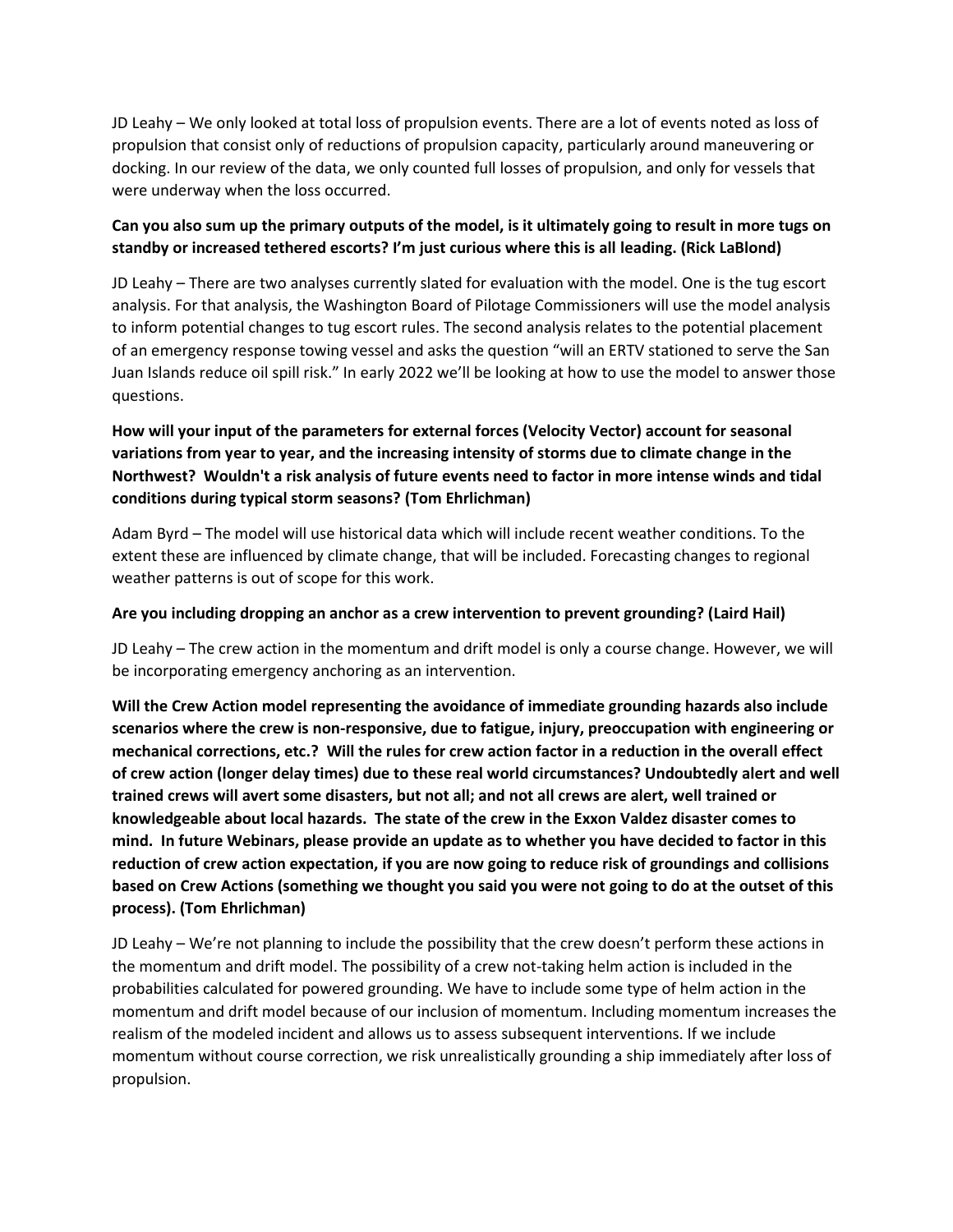JD Leahy – We only looked at total loss of propulsion events. There are a lot of events noted as loss of propulsion that consist only of reductions of propulsion capacity, particularly around maneuvering or docking. In our review of the data, we only counted full losses of propulsion, and only for vessels that were underway when the loss occurred.

**Can you also sum up the primary outputs of the model, is it ultimately going to result in more tugs on standby or increased tethered escorts? I'm just curious where this is all leading. (Rick LaBlond)**

JD Leahy – There are two analyses currently slated for evaluation with the model. One is the tug escort analysis. For that analysis, the Washington Board of Pilotage Commissioners will use the model analysis to inform potential changes to tug escort rules. The second analysis relates to the potential placement of an emergency response towing vessel and asks the question "will an ERTV stationed to serve the San Juan Islands reduce oil spill risk." In early 2022 we'll be looking at how to use the model to answer those questions.

**How will your input of the parameters for external forces (Velocity Vector) account for seasonal variations from year to year, and the increasing intensity of storms due to climate change in the Northwest? Wouldn't a risk analysis of future events need to factor in more intense winds and tidal conditions during typical storm seasons? (Tom Ehrlichman)**

Adam Byrd – The model will use historical data which will include recent weather conditions. To the extent these are influenced by climate change, that will be included. Forecasting changes to regional weather patterns is out of scope for this work.

**Are you including dropping an anchor as a crew intervention to prevent grounding? (Laird Hail)**

JD Leahy – The crew action in the momentum and drift model is only a course change. However, we will be incorporating emergency anchoring as an intervention.

**Will the Crew Action model representing the avoidance of immediate grounding hazards also include scenarios where the crew is non-responsive, due to fatigue, injury, preoccupation with engineering or mechanical corrections, etc.? Will the rules for crew action factor in a reduction in the overall effect of crew action (longer delay times) due to these real world circumstances? Undoubtedly alert and well trained crews will avert some disasters, but not all; and not all crews are alert, well trained or knowledgeable about local hazards. The state of the crew in the Exxon Valdez disaster comes to mind. In future Webinars, please provide an update as to whether you have decided to factor in this reduction of crew action expectation, if you are now going to reduce risk of groundings and collisions based on Crew Actions (something we thought you said you were not going to do at the outset of this process). (Tom Ehrlichman)**

JD Leahy – We're not planning to include the possibility that the crew doesn't perform these actions in the momentum and drift model. The possibility of a crew not-taking helm action is included in the probabilities calculated for powered grounding. We have to include some type of helm action in the momentum and drift model because of our inclusion of momentum. Including momentum increases the realism of the modeled incident and allows us to assess subsequent interventions. If we include momentum without course correction, we risk unrealistically grounding a ship immediately after loss of propulsion.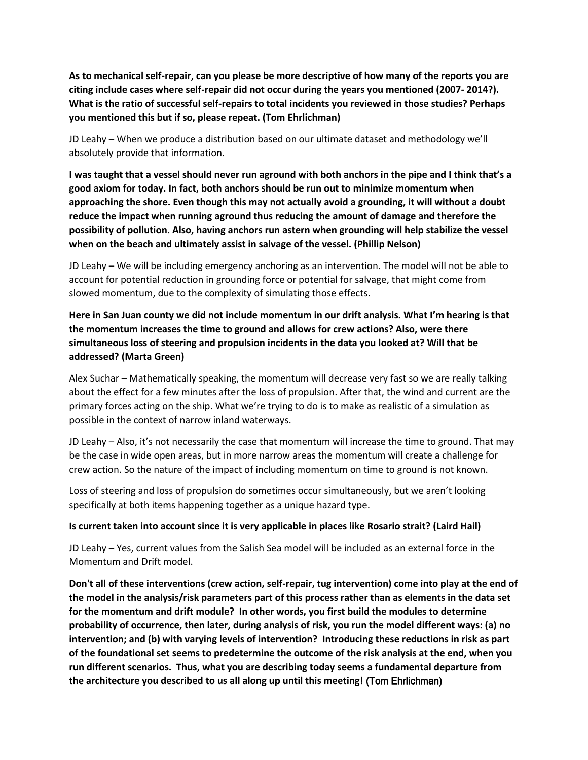**As to mechanical self-repair, can you please be more descriptive of how many of the reports you are citing include cases where self-repair did not occur during the years you mentioned (2007- 2014?). What is the ratio of successful self-repairs to total incidents you reviewed in those studies? Perhaps you mentioned this but if so, please repeat. (Tom Ehrlichman)**

JD Leahy – When we produce a distribution based on our ultimate dataset and methodology we'll absolutely provide that information.

**I was taught that a vessel should never run aground with both anchors in the pipe and I think that's a good axiom for today. In fact, both anchors should be run out to minimize momentum when approaching the shore. Even though this may not actually avoid a grounding, it will without a doubt reduce the impact when running aground thus reducing the amount of damage and therefore the possibility of pollution. Also, having anchors run astern when grounding will help stabilize the vessel when on the beach and ultimately assist in salvage of the vessel. (Phillip Nelson)**

JD Leahy – We will be including emergency anchoring as an intervention. The model will not be able to account for potential reduction in grounding force or potential for salvage, that might come from slowed momentum, due to the complexity of simulating those effects.

**Here in San Juan county we did not include momentum in our drift analysis. What I'm hearing is that the momentum increases the time to ground and allows for crew actions? Also, were there simultaneous loss of steering and propulsion incidents in the data you looked at? Will that be addressed? (Marta Green)**

Alex Suchar – Mathematically speaking, the momentum will decrease very fast so we are really talking about the effect for a few minutes after the loss of propulsion. After that, the wind and current are the primary forces acting on the ship. What we're trying to do is to make as realistic of a simulation as possible in the context of narrow inland waterways.

JD Leahy – Also, it's not necessarily the case that momentum will increase the time to ground. That may be the case in wide open areas, but in more narrow areas the momentum will create a challenge for crew action. So the nature of the impact of including momentum on time to ground is not known.

Loss of steering and loss of propulsion do sometimes occur simultaneously, but we aren't looking specifically at both items happening together as a unique hazard type.

**Is current taken into account since it is very applicable in places like Rosario strait? (Laird Hail)**

JD Leahy – Yes, current values from the Salish Sea model will be included as an external force in the Momentum and Drift model.

**Don't all of these interventions (crew action, self-repair, tug intervention) come into play at the end of the model in the analysis/risk parameters part of this process rather than as elements in the data set for the momentum and drift module? In other words, you first build the modules to determine probability of occurrence, then later, during analysis of risk, you run the model different ways: (a) no intervention; and (b) with varying levels of intervention? Introducing these reductions in risk as part of the foundational set seems to predetermine the outcome of the risk analysis at the end, when you run different scenarios. Thus, what you are describing today seems a fundamental departure from the architecture you described to us all along up until this meeting!** (Tom Ehrlichman)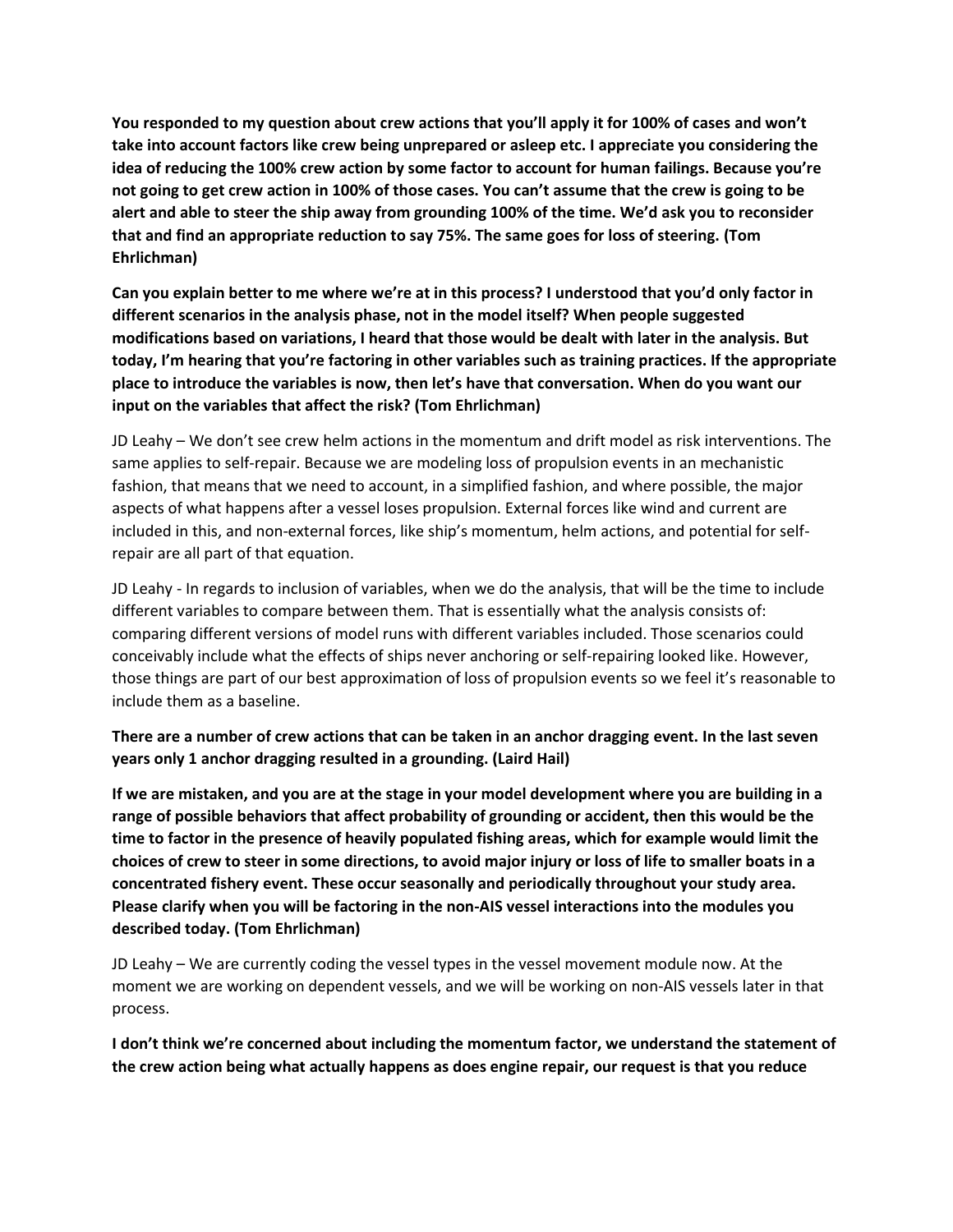**You responded to my question about crew actions that you'll apply it for 100% of cases and won't take into account factors like crew being unprepared or asleep etc. I appreciate you considering the idea of reducing the 100% crew action by some factor to account for human failings. Because you're not going to get crew action in 100% of those cases. You can't assume that the crew is going to be alert and able to steer the ship away from grounding 100% of the time. We'd ask you to reconsider that and find an appropriate reduction to say 75%. The same goes for loss of steering. (Tom Ehrlichman)**

**Can you explain better to me where we're at in this process? I understood that you'd only factor in different scenarios in the analysis phase, not in the model itself? When people suggested modifications based on variations, I heard that those would be dealt with later in the analysis. But today, I'm hearing that you're factoring in other variables such as training practices. If the appropriate place to introduce the variables is now, then let's have that conversation. When do you want our input on the variables that affect the risk? (Tom Ehrlichman)**

JD Leahy – We don't see crew helm actions in the momentum and drift model as risk interventions. The same applies to self-repair. Because we are modeling loss of propulsion events in an mechanistic fashion, that means that we need to account, in a simplified fashion, and where possible, the major aspects of what happens after a vessel loses propulsion. External forces like wind and current are included in this, and non-external forces, like ship's momentum, helm actions, and potential for self-repair are all part of that equation.

JD Leahy - In regards to inclusion of variables, when we do the analysis, that will be the time to include different variables to compare between them. That is essentially what the analysis consists of: comparing different versions of model runs with different variables included. Those scenarios could conceivably include what the effects of ships never anchoring or self-repairing looked like. However, those things are part of our best approximation of loss of propulsion events so we feel it's reasonable to include them as a baseline.

**There are a number of crew actions that can be taken in an anchor dragging event. In the last seven years only 1 anchor dragging resulted in a grounding. (Laird Hail)**

**If we are mistaken, and you are at the stage in your model development where you are building in a range of possible behaviors that affect probability of grounding or accident, then this would be the time to factor in the presence of heavily populated fishing areas, which for example would limit the choices of crew to steer in some directions, to avoid major injury or loss of life to smaller boats in a concentrated fishery event. These occur seasonally and periodically throughout your study area. Please clarify when you will be factoring in the non-AIS vessel interactions into the modules you described today. (Tom Ehrlichman)**

JD Leahy – We are currently coding the vessel types in the vessel movement module now. At the moment we are working on dependent vessels, and we will be working on non-AIS vessels later in that process.

**I don't think we're concerned about including the momentum factor, we understand the statement of the crew action being what actually happens as does engine repair, our request is that you reduce**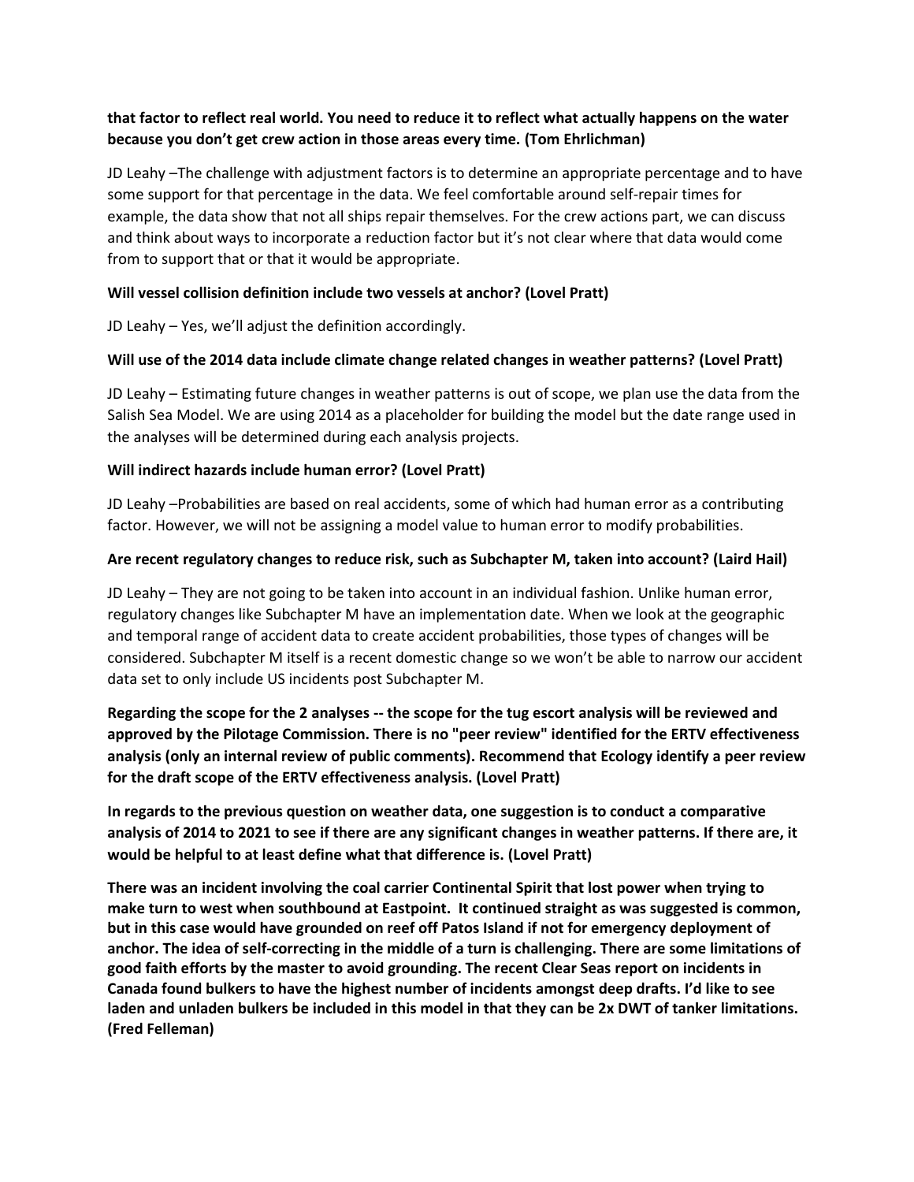**that factor to reflect real world. You need to reduce it to reflect what actually happens on the water because you don't get crew action in those areas every time. (Tom Ehrlichman)**

JD Leahy –The challenge with adjustment factors is to determine an appropriate percentage and to have some support for that percentage in the data. We feel comfortable around self-repair times for example, the data show that not all ships repair themselves. For the crew actions part, we can discuss and think about ways to incorporate a reduction factor but it's not clear where that data would come from to support that or that it would be appropriate.

**Will vessel collision definition include two vessels at anchor? (Lovel Pratt)**

JD Leahy – Yes, we'll adjust the definition accordingly.

**Will use of the 2014 data include climate change related changes in weather patterns? (Lovel Pratt)**

JD Leahy – Estimating future changes in weather patterns is out of scope, we plan use the data from the Salish Sea Model. We are using 2014 as a placeholder for building the model but the date range used in the analyses will be determined during each analysis projects.

**Will indirect hazards include human error? (Lovel Pratt)**

JD Leahy –Probabilities are based on real accidents, some of which had human error as a contributing factor. However, we will not be assigning a model value to human error to modify probabilities.

**Are recent regulatory changes to reduce risk, such as Subchapter M, taken into account? (Laird Hail)**

JD Leahy – They are not going to be taken into account in an individual fashion. Unlike human error, regulatory changes like Subchapter M have an implementation date. When we look at the geographic and temporal range of accident data to create accident probabilities, those types of changes will be considered. Subchapter M itself is a recent domestic change so we won't be able to narrow our accident data set to only include US incidents post Subchapter M.

**Regarding the scope for the 2 analyses -- the scope for the tug escort analysis will be reviewed and approved by the Pilotage Commission. There is no "peer review" identified for the ERTV effectiveness analysis (only an internal review of public comments). Recommend that Ecology identify a peer review for the draft scope of the ERTV effectiveness analysis. (Lovel Pratt)**

**In regards to the previous question on weather data, one suggestion is to conduct a comparative analysis of 2014 to 2021 to see if there are any significant changes in weather patterns. If there are, it would be helpful to at least define what that difference is. (Lovel Pratt)**

**There was an incident involving the coal carrier Continental Spirit that lost power when trying to make turn to west when southbound at Eastpoint. It continued straight as was suggested is common, but in this case would have grounded on reef off Patos Island if not for emergency deployment of anchor. The idea of self-correcting in the middle of a turn is challenging. There are some limitations of good faith efforts by the master to avoid grounding. The recent Clear Seas report on incidents in Canada found bulkers to have the highest number of incidents amongst deep drafts. I'd like to see laden and unladen bulkers be included in this model in that they can be 2x DWT of tanker limitations. (Fred Felleman)**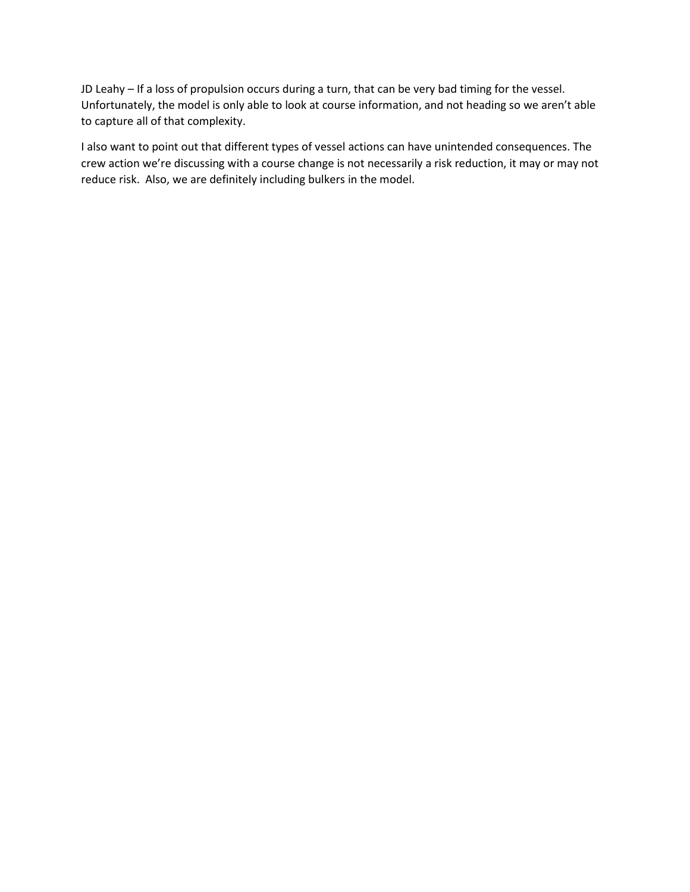JD Leahy – If a loss of propulsion occurs during a turn, that can be very bad timing for the vessel. Unfortunately, the model is only able to look at course information, and not heading so we aren't able to capture all of that complexity.

I also want to point out that different types of vessel actions can have unintended consequences. The crew action we're discussing with a course change is not necessarily a risk reduction, it may or may not reduce risk. Also, we are definitely including bulkers in the model.